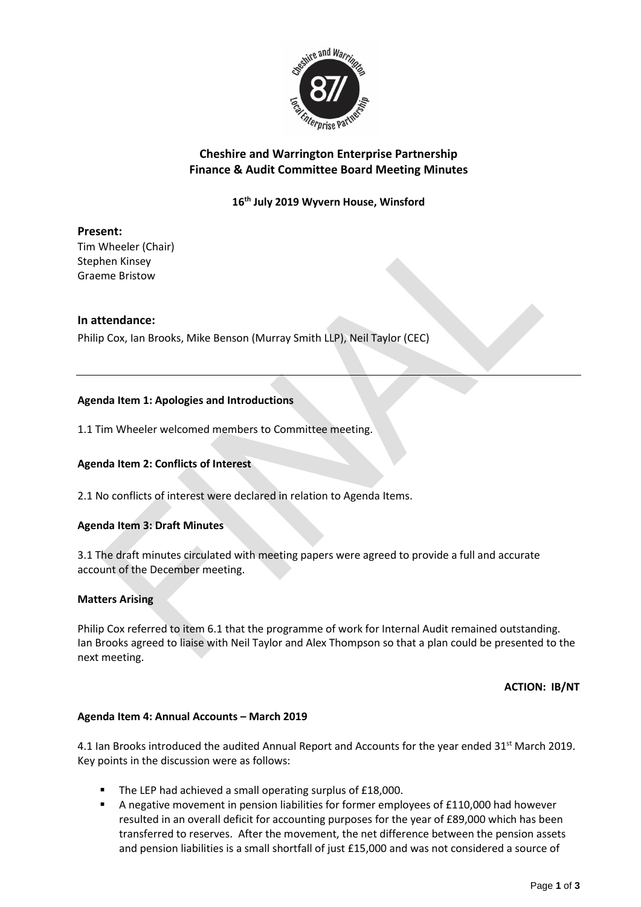# Cheshire and Warrington Enterprise Partnership
# Finance & Audit Committee Board Meeting Minutes

**16th July 2019 Wyvern House, Winsford**

## Present:

Tim Wheeler (Chair)
Stephen Kinsey
Graeme Bristow

## In attendance:

Philip Cox, Ian Brooks, Mike Benson (Murray Smith LLP), Neil Taylor (CEC)

---

**Agenda Item 1: Apologies and Introductions**

1.1 Tim Wheeler welcomed members to Committee meeting.

**Agenda Item 2: Conflicts of Interest**

2.1 No conflicts of interest were declared in relation to Agenda Items.

**Agenda Item 3: Draft Minutes**

3.1 The draft minutes circulated with meeting papers were agreed to provide a full and accurate account of the December meeting.

**Matters Arising**

Philip Cox referred to item 6.1 that the programme of work for Internal Audit remained outstanding. Ian Brooks agreed to liaise with Neil Taylor and Alex Thompson so that a plan could be presented to the next meeting.

**ACTION: IB/NT**

**Agenda Item 4: Annual Accounts – March 2019**

4.1 Ian Brooks introduced the audited Annual Report and Accounts for the year ended 31st March 2019. Key points in the discussion were as follows:

- The LEP had achieved a small operating surplus of £18,000.
- A negative movement in pension liabilities for former employees of £110,000 had however resulted in an overall deficit for accounting purposes for the year of £89,000 which has been transferred to reserves. After the movement, the net difference between the pension assets and pension liabilities is a small shortfall of just £15,000 and was not considered a source of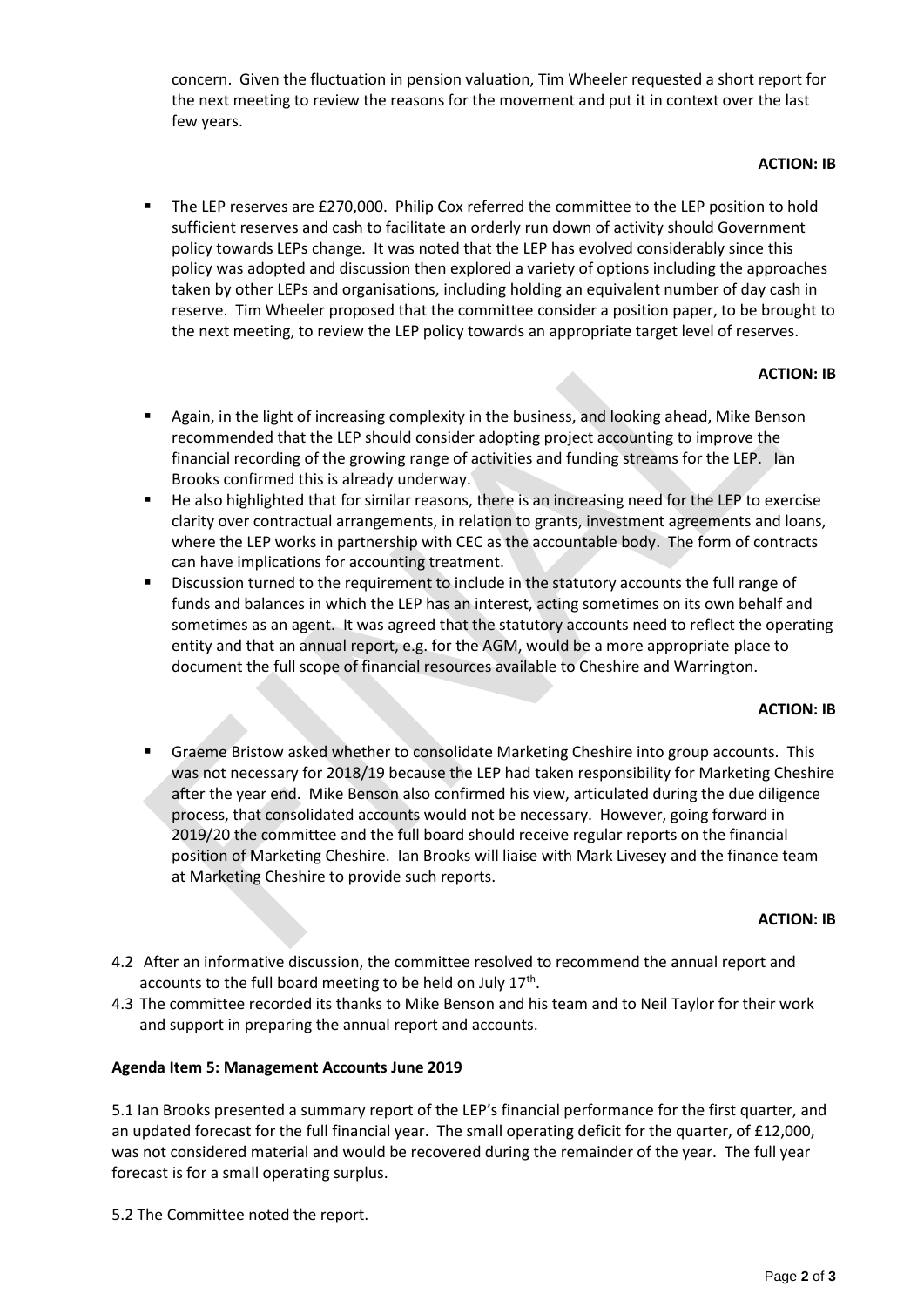concern. Given the fluctuation in pension valuation, Tim Wheeler requested a short report for the next meeting to review the reasons for the movement and put it in context over the last few years.

**ACTION: IB**

- The LEP reserves are £270,000. Philip Cox referred the committee to the LEP position to hold sufficient reserves and cash to facilitate an orderly run down of activity should Government policy towards LEPs change. It was noted that the LEP has evolved considerably since this policy was adopted and discussion then explored a variety of options including the approaches taken by other LEPs and organisations, including holding an equivalent number of day cash in reserve. Tim Wheeler proposed that the committee consider a position paper, to be brought to the next meeting, to review the LEP policy towards an appropriate target level of reserves.

**ACTION: IB**

- Again, in the light of increasing complexity in the business, and looking ahead, Mike Benson recommended that the LEP should consider adopting project accounting to improve the financial recording of the growing range of activities and funding streams for the LEP. Ian Brooks confirmed this is already underway.
- He also highlighted that for similar reasons, there is an increasing need for the LEP to exercise clarity over contractual arrangements, in relation to grants, investment agreements and loans, where the LEP works in partnership with CEC as the accountable body. The form of contracts can have implications for accounting treatment.
- Discussion turned to the requirement to include in the statutory accounts the full range of funds and balances in which the LEP has an interest, acting sometimes on its own behalf and sometimes as an agent. It was agreed that the statutory accounts need to reflect the operating entity and that an annual report, e.g. for the AGM, would be a more appropriate place to document the full scope of financial resources available to Cheshire and Warrington.

**ACTION: IB**

- Graeme Bristow asked whether to consolidate Marketing Cheshire into group accounts. This was not necessary for 2018/19 because the LEP had taken responsibility for Marketing Cheshire after the year end. Mike Benson also confirmed his view, articulated during the due diligence process, that consolidated accounts would not be necessary. However, going forward in 2019/20 the committee and the full board should receive regular reports on the financial position of Marketing Cheshire. Ian Brooks will liaise with Mark Livesey and the finance team at Marketing Cheshire to provide such reports.

**ACTION: IB**

4.2 After an informative discussion, the committee resolved to recommend the annual report and accounts to the full board meeting to be held on July 17th.

4.3 The committee recorded its thanks to Mike Benson and his team and to Neil Taylor for their work and support in preparing the annual report and accounts.

**Agenda Item 5: Management Accounts June 2019**

5.1 Ian Brooks presented a summary report of the LEP's financial performance for the first quarter, and an updated forecast for the full financial year. The small operating deficit for the quarter, of £12,000, was not considered material and would be recovered during the remainder of the year. The full year forecast is for a small operating surplus.

5.2 The Committee noted the report.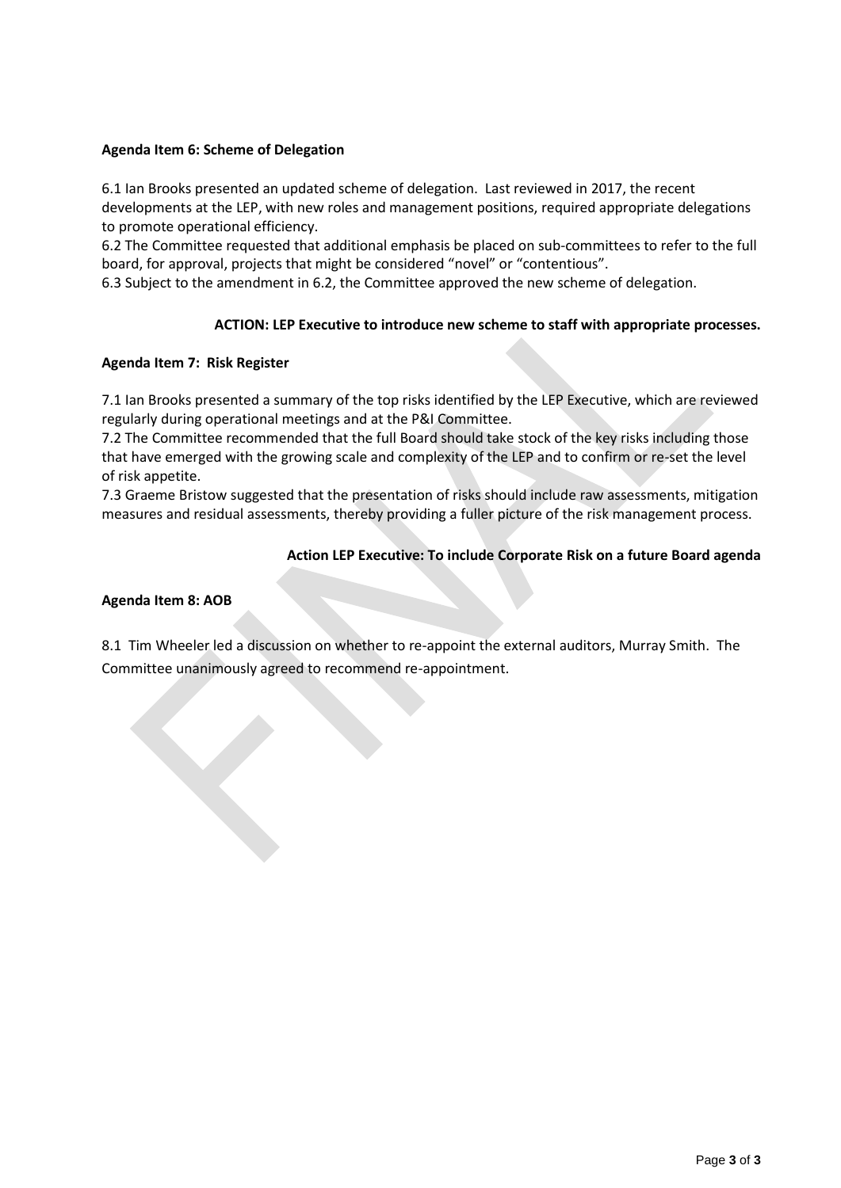**Agenda Item 6: Scheme of Delegation**

6.1 Ian Brooks presented an updated scheme of delegation. Last reviewed in 2017, the recent developments at the LEP, with new roles and management positions, required appropriate delegations to promote operational efficiency.

6.2 The Committee requested that additional emphasis be placed on sub-committees to refer to the full board, for approval, projects that might be considered "novel" or "contentious".

6.3 Subject to the amendment in 6.2, the Committee approved the new scheme of delegation.

**ACTION: LEP Executive to introduce new scheme to staff with appropriate processes.**

**Agenda Item 7: Risk Register**

7.1 Ian Brooks presented a summary of the top risks identified by the LEP Executive, which are reviewed regularly during operational meetings and at the P&I Committee.

7.2 The Committee recommended that the full Board should take stock of the key risks including those that have emerged with the growing scale and complexity of the LEP and to confirm or re-set the level of risk appetite.

7.3 Graeme Bristow suggested that the presentation of risks should include raw assessments, mitigation measures and residual assessments, thereby providing a fuller picture of the risk management process.

**Action LEP Executive: To include Corporate Risk on a future Board agenda**

**Agenda Item 8: AOB**

8.1 Tim Wheeler led a discussion on whether to re-appoint the external auditors, Murray Smith. The Committee unanimously agreed to recommend re-appointment.